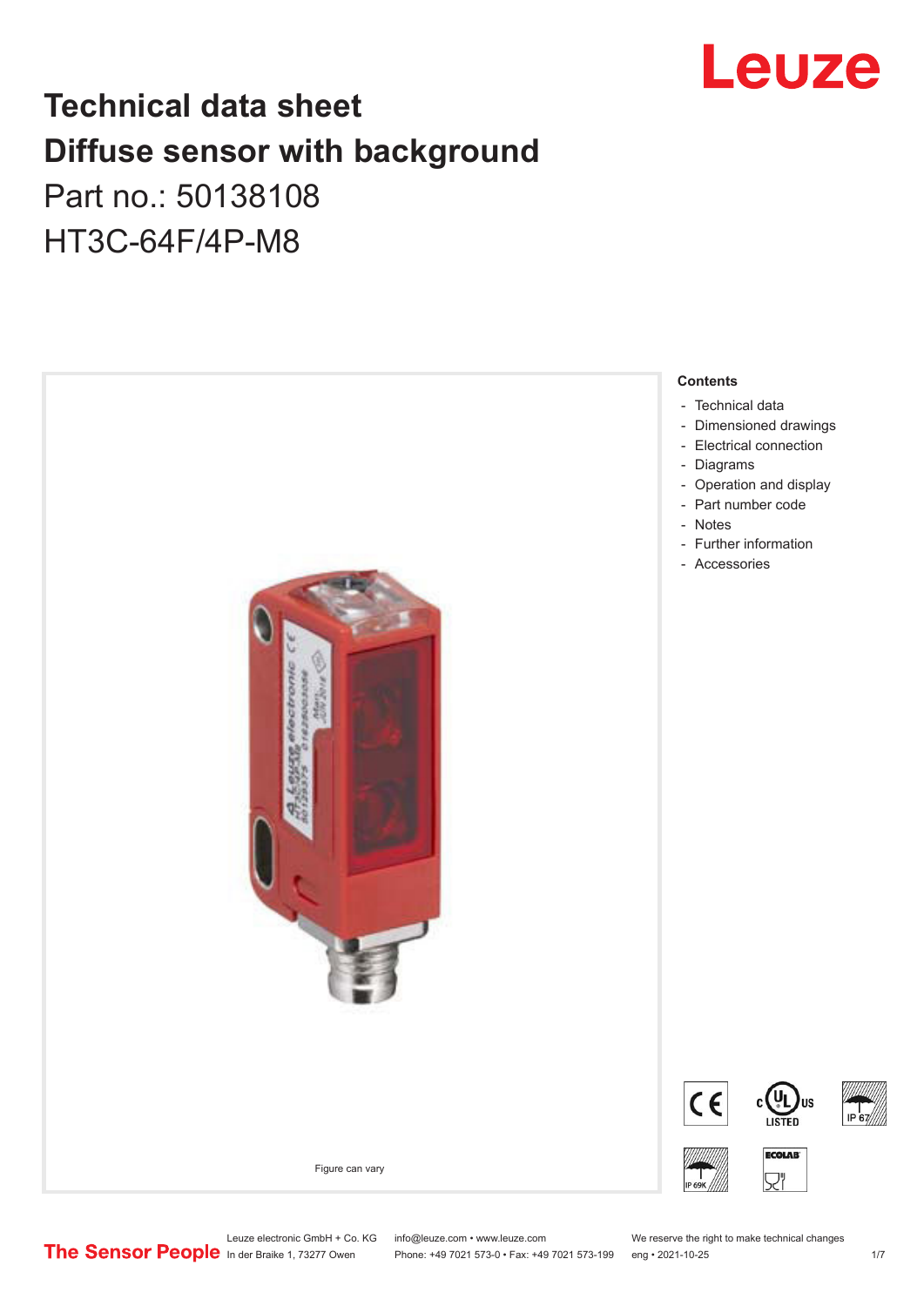# Technical data sheet
# Diffuse sensor with background

Part no.: 50138108

HT3C-64F/4P-M8

Figure can vary

**Contents**

- Technical data
- Dimensioned drawings
- Electrical connection
- Diagrams
- Operation and display
- Part number code
- Notes
- Further information
- Accessories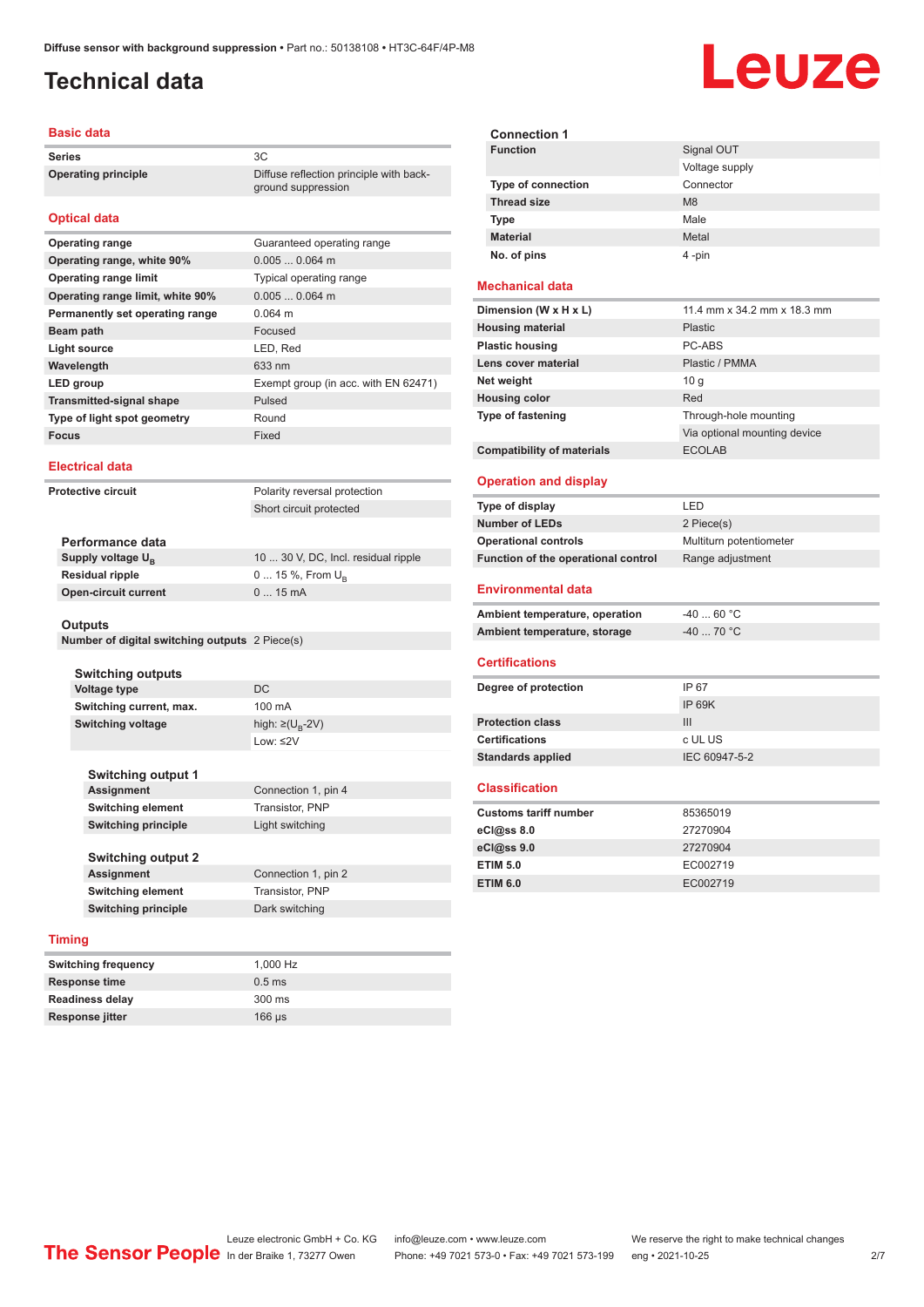# Technical data

## Basic data

| | |
|---|---|
| **Series** | 3C |
| **Operating principle** | Diffuse reflection principle with background suppression |

## Optical data

| | |
|---|---|
| **Operating range** | Guaranteed operating range |
| **Operating range, white 90%** | 0.005 ... 0.064 m |
| **Operating range limit** | Typical operating range |
| **Operating range limit, white 90%** | 0.005 ... 0.064 m |
| **Permanently set operating range** | 0.064 m |
| **Beam path** | Focused |
| **Light source** | LED, Red |
| **Wavelength** | 633 nm |
| **LED group** | Exempt group (in acc. with EN 62471) |
| **Transmitted-signal shape** | Pulsed |
| **Type of light spot geometry** | Round |
| **Focus** | Fixed |

## Electrical data

| | |
|---|---|
| **Protective circuit** | Polarity reversal protection |
| | Short circuit protected |

### Performance data

| | |
|---|---|
| **Supply voltage $U_B$** | 10 ... 30 V, DC, Incl. residual ripple |
| **Residual ripple** | 0 ... 15 %, From $U_B$ |
| **Open-circuit current** | 0 ... 15 mA |

### Outputs

| | |
|---|---|
| **Number of digital switching outputs** | 2 Piece(s) |

#### Switching outputs

| | |
|---|---|
| **Voltage type** | DC |
| **Switching current, max.** | 100 mA |
| **Switching voltage** | high: ≥($U_B$-2V) |
| | Low: ≤2V |

#### Switching output 1

| | |
|---|---|
| **Assignment** | Connection 1, pin 4 |
| **Switching element** | Transistor, PNP |
| **Switching principle** | Light switching |

#### Switching output 2

| | |
|---|---|
| **Assignment** | Connection 1, pin 2 |
| **Switching element** | Transistor, PNP |
| **Switching principle** | Dark switching |

## Timing

| | |
|---|---|
| **Switching frequency** | 1,000 Hz |
| **Response time** | 0.5 ms |
| **Readiness delay** | 300 ms |
| **Response jitter** | 166 µs |

### Connection 1

| | |
|---|---|
| **Function** | Signal OUT |
| | Voltage supply |
| **Type of connection** | Connector |
| **Thread size** | M8 |
| **Type** | Male |
| **Material** | Metal |
| **No. of pins** | 4 -pin |

## Mechanical data

| | |
|---|---|
| **Dimension (W x H x L)** | 11.4 mm x 34.2 mm x 18.3 mm |
| **Housing material** | Plastic |
| **Plastic housing** | PC-ABS |
| **Lens cover material** | Plastic / PMMA |
| **Net weight** | 10 g |
| **Housing color** | Red |
| **Type of fastening** | Through-hole mounting |
| | Via optional mounting device |
| **Compatibility of materials** | ECOLAB |

## Operation and display

| | |
|---|---|
| **Type of display** | LED |
| **Number of LEDs** | 2 Piece(s) |
| **Operational controls** | Multiturn potentiometer |
| **Function of the operational control** | Range adjustment |

## Environmental data

| | |
|---|---|
| **Ambient temperature, operation** | -40 ... 60 °C |
| **Ambient temperature, storage** | -40 ... 70 °C |

## Certifications

| | |
|---|---|
| **Degree of protection** | IP 67 |
| | IP 69K |
| **Protection class** | III |
| **Certifications** | c UL US |
| **Standards applied** | IEC 60947-5-2 |

## Classification

| | |
|---|---|
| **Customs tariff number** | 85365019 |
| **eCl@ss 8.0** | 27270904 |
| **eCl@ss 9.0** | 27270904 |
| **ETIM 5.0** | EC002719 |
| **ETIM 6.0** | EC002719 |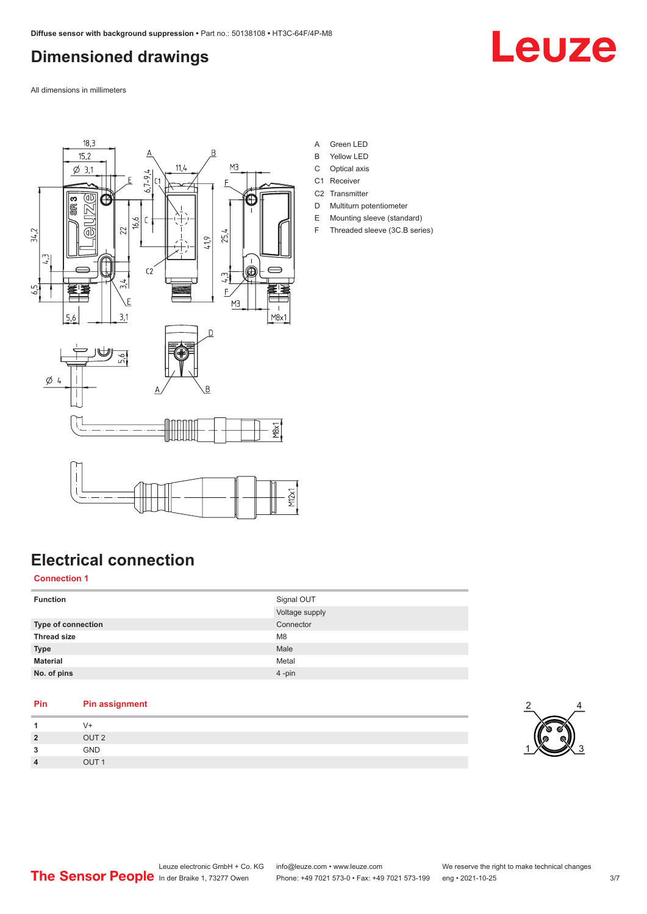# Dimensioned drawings

All dimensions in millimeters

A Green LED
B Yellow LED
C Optical axis
C1 Receiver
C2 Transmitter
D Multiturn potentiometer
E Mounting sleeve (standard)
F Threaded sleeve (3C.B series)

# Electrical connection

## Connection 1

| | |
|---|---|
| **Function** | Signal OUT |
| | Voltage supply |
| **Type of connection** | Connector |
| **Thread size** | M8 |
| **Type** | Male |
| **Material** | Metal |
| **No. of pins** | 4 -pin |

| Pin | Pin assignment |
|---|---|
| **1** | V+ |
| **2** | OUT 2 |
| **3** | GND |
| **4** | OUT 1 |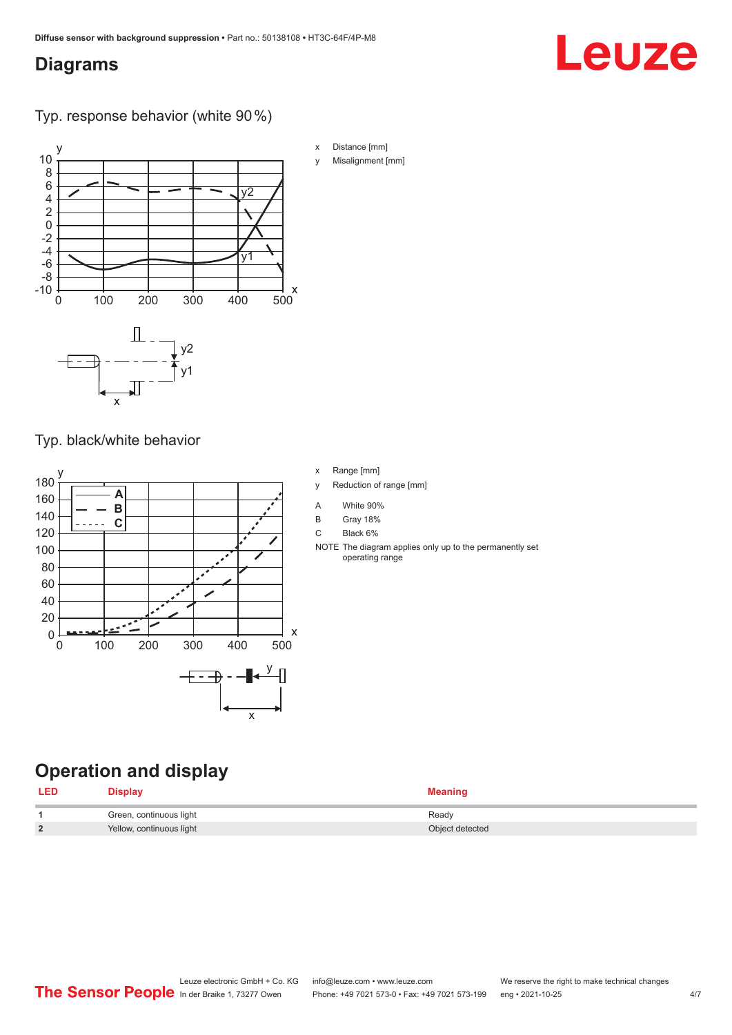## Diagrams

Typ. response behavior (white 90 %)

x Distance [mm]

y Misalignment [mm]

Typ. black/white behavior

x Range [mm]

y Reduction of range [mm]

A White 90%

B Gray 18%

C Black 6%

NOTE The diagram applies only up to the permanently set operating range

## Operation and display

| LED | Display | Meaning |
|---|---|---|
| 1 | Green, continuous light | Ready |
| 2 | Yellow, continuous light | Object detected |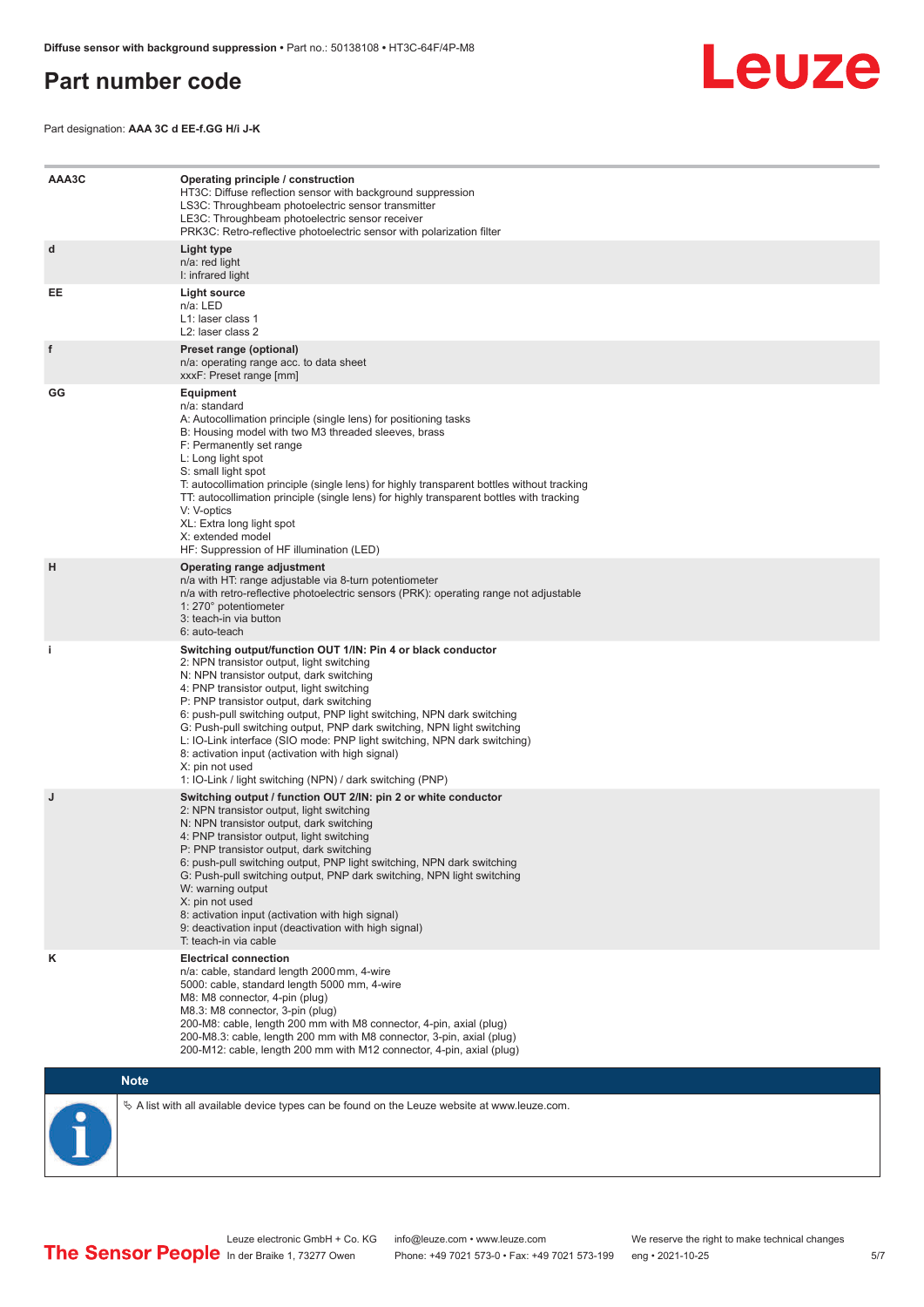# Part number code

Part designation: **AAA 3C d EE-f.GG H/i J-K**

| | |
|---|---|
| **AAA3C** | **Operating principle / construction**<br>HT3C: Diffuse reflection sensor with background suppression<br>LS3C: Throughbeam photoelectric sensor transmitter<br>LE3C: Throughbeam photoelectric sensor receiver<br>PRK3C: Retro-reflective photoelectric sensor with polarization filter |
| **d** | **Light type**<br>n/a: red light<br>I: infrared light |
| **EE** | **Light source**<br>n/a: LED<br>L1: laser class 1<br>L2: laser class 2 |
| **f** | **Preset range (optional)**<br>n/a: operating range acc. to data sheet<br>xxxF: Preset range [mm] |
| **GG** | **Equipment**<br>n/a: standard<br>A: Autocollimation principle (single lens) for positioning tasks<br>B: Housing model with two M3 threaded sleeves, brass<br>F: Permanently set range<br>L: Long light spot<br>S: small light spot<br>T: autocollimation principle (single lens) for highly transparent bottles without tracking<br>TT: autocollimation principle (single lens) for highly transparent bottles with tracking<br>V: V-optics<br>XL: Extra long light spot<br>X: extended model<br>HF: Suppression of HF illumination (LED) |
| **H** | **Operating range adjustment**<br>n/a with HT: range adjustable via 8-turn potentiometer<br>n/a with retro-reflective photoelectric sensors (PRK): operating range not adjustable<br>1: 270° potentiometer<br>3: teach-in via button<br>6: auto-teach |
| **i** | **Switching output/function OUT 1/IN: Pin 4 or black conductor**<br>2: NPN transistor output, light switching<br>N: NPN transistor output, dark switching<br>4: PNP transistor output, light switching<br>P: PNP transistor output, dark switching<br>6: push-pull switching output, PNP light switching, NPN dark switching<br>G: Push-pull switching output, PNP dark switching, NPN light switching<br>L: IO-Link interface (SIO mode: PNP light switching, NPN dark switching)<br>8: activation input (activation with high signal)<br>X: pin not used<br>1: IO-Link / light switching (NPN) / dark switching (PNP) |
| **J** | **Switching output / function OUT 2/IN: pin 2 or white conductor**<br>2: NPN transistor output, light switching<br>N: NPN transistor output, dark switching<br>4: PNP transistor output, light switching<br>P: PNP transistor output, dark switching<br>6: push-pull switching output, PNP light switching, NPN dark switching<br>G: Push-pull switching output, PNP dark switching, NPN light switching<br>W: warning output<br>X: pin not used<br>8: activation input (activation with high signal)<br>9: deactivation input (deactivation with high signal)<br>T: teach-in via cable |
| **K** | **Electrical connection**<br>n/a: cable, standard length 2000 mm, 4-wire<br>5000: cable, standard length 5000 mm, 4-wire<br>M8: M8 connector, 4-pin (plug)<br>M8.3: M8 connector, 3-pin (plug)<br>200-M8: cable, length 200 mm with M8 connector, 4-pin, axial (plug)<br>200-M8.3: cable, length 200 mm with M8 connector, 3-pin, axial (plug)<br>200-M12: cable, length 200 mm with M12 connector, 4-pin, axial (plug) |

**Note**

↳ A list with all available device types can be found on the Leuze website at www.leuze.com.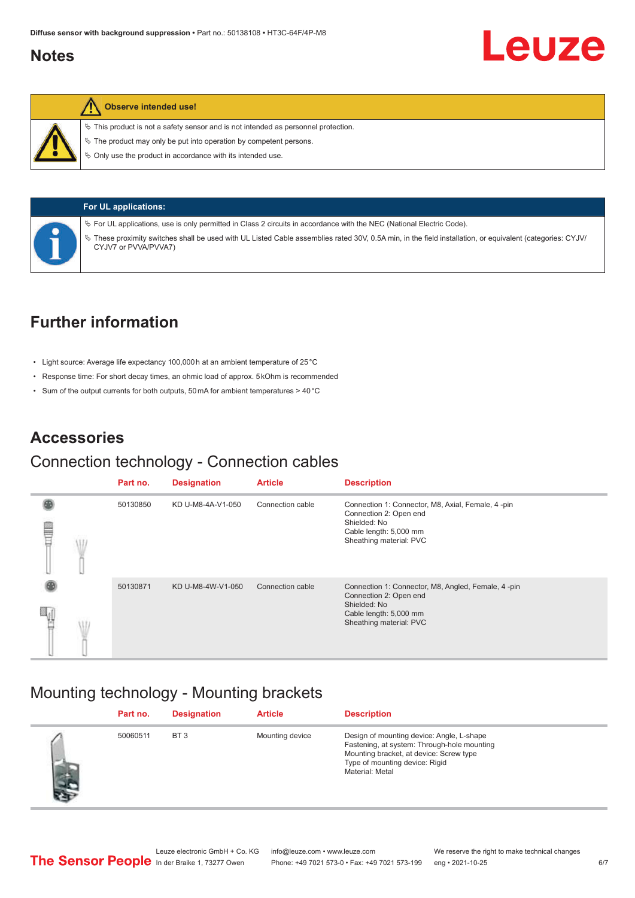## Notes

**Observe intended use!**

- This product is not a safety sensor and is not intended as personnel protection.
- The product may only be put into operation by competent persons.
- Only use the product in accordance with its intended use.

**For UL applications:**

- For UL applications, use is only permitted in Class 2 circuits in accordance with the NEC (National Electric Code).
- These proximity switches shall be used with UL Listed Cable assemblies rated 30V, 0.5A min, in the field installation, or equivalent (categories: CYJV/CYJV7 or PVVA/PVVA7)

## Further information

- Light source: Average life expectancy 100,000 h at an ambient temperature of 25 °C
- Response time: For short decay times, an ohmic load of approx. 5 kOhm is recommended
- Sum of the output currents for both outputs, 50 mA for ambient temperatures > 40 °C

## Accessories

### Connection technology - Connection cables

| Part no. | Designation | Article | Description |
|---|---|---|---|
| 50130850 | KD U-M8-4A-V1-050 | Connection cable | Connection 1: Connector, M8, Axial, Female, 4 -pin<br>Connection 2: Open end<br>Shielded: No<br>Cable length: 5,000 mm<br>Sheathing material: PVC |
| 50130871 | KD U-M8-4W-V1-050 | Connection cable | Connection 1: Connector, M8, Angled, Female, 4 -pin<br>Connection 2: Open end<br>Shielded: No<br>Cable length: 5,000 mm<br>Sheathing material: PVC |

### Mounting technology - Mounting brackets

| Part no. | Designation | Article | Description |
|---|---|---|---|
| 50060511 | BT 3 | Mounting device | Design of mounting device: Angle, L-shape<br>Fastening, at system: Through-hole mounting<br>Mounting bracket, at device: Screw type<br>Type of mounting device: Rigid<br>Material: Metal |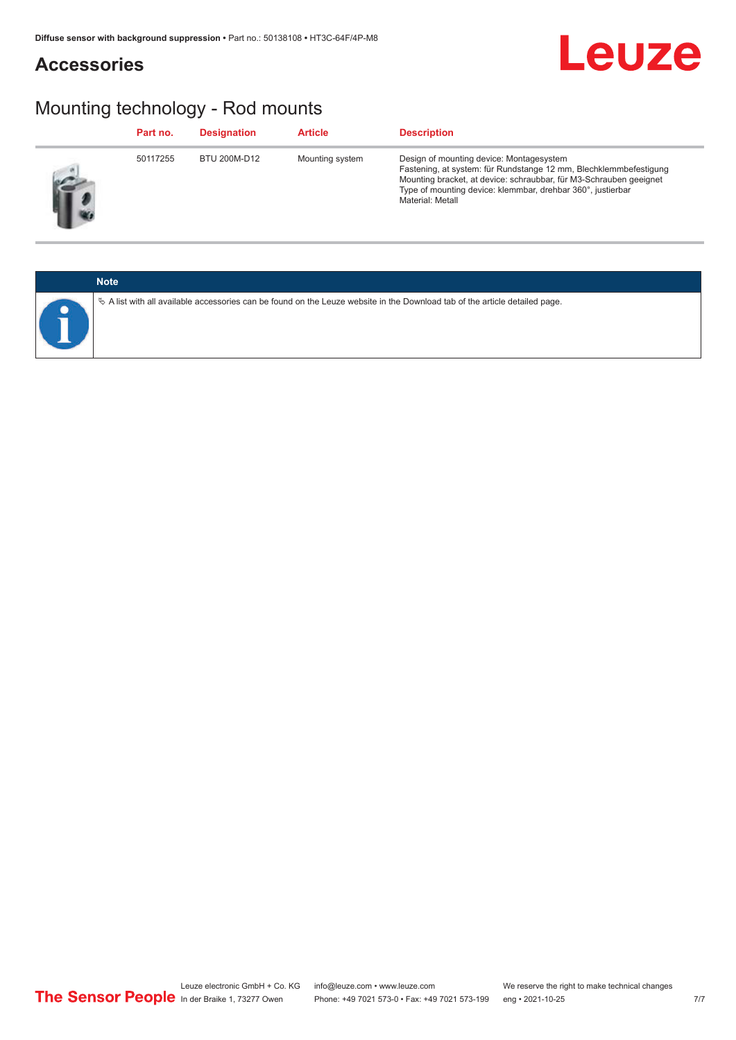## Accessories

# Mounting technology - Rod mounts

| | Part no. | Designation | Article | Description |
|---|---|---|---|---|
| | 50117255 | BTU 200M-D12 | Mounting system | Design of mounting device: Montagesystem<br>Fastening, at system: für Rundstange 12 mm, Blechklemmbefestigung<br>Mounting bracket, at device: schraubbar, für M3-Schrauben geeignet<br>Type of mounting device: klemmbar, drehbar 360°, justierbar<br>Material: Metall |

**Note**

↳ A list with all available accessories can be found on the Leuze website in the Download tab of the article detailed page.